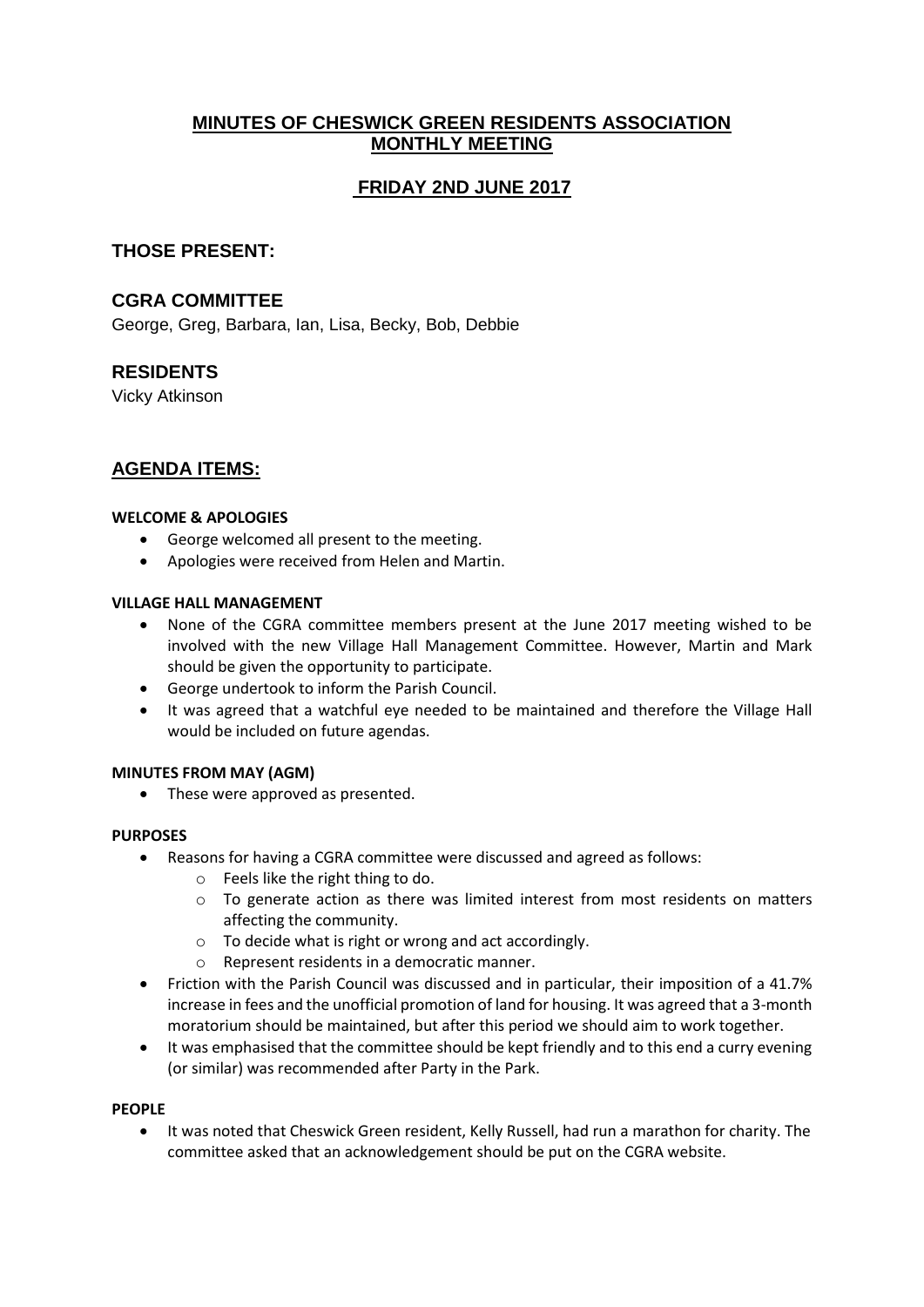# MINUTES OF CHESWICK GREEN RESIDENTS ASSOCIATION MONTHLY MEETING

## FRIDAY 2ND JUNE 2017

## THOSE PRESENT:

### CGRA COMMITTEE

George, Greg, Barbara, Ian, Lisa, Becky, Bob, Debbie

### RESIDENTS

Vicky Atkinson

## AGENDA ITEMS:

**WELCOME & APOLOGIES**

- George welcomed all present to the meeting.
- Apologies were received from Helen and Martin.

**VILLAGE HALL MANAGEMENT**

- None of the CGRA committee members present at the June 2017 meeting wished to be involved with the new Village Hall Management Committee. However, Martin and Mark should be given the opportunity to participate.
- George undertook to inform the Parish Council.
- It was agreed that a watchful eye needed to be maintained and therefore the Village Hall would be included on future agendas.

**MINUTES FROM MAY (AGM)**

- These were approved as presented.

**PURPOSES**

- Reasons for having a CGRA committee were discussed and agreed as follows:
  - Feels like the right thing to do.
  - To generate action as there was limited interest from most residents on matters affecting the community.
  - To decide what is right or wrong and act accordingly.
  - Represent residents in a democratic manner.
- Friction with the Parish Council was discussed and in particular, their imposition of a 41.7% increase in fees and the unofficial promotion of land for housing. It was agreed that a 3-month moratorium should be maintained, but after this period we should aim to work together.
- It was emphasised that the committee should be kept friendly and to this end a curry evening (or similar) was recommended after Party in the Park.

**PEOPLE**

- It was noted that Cheswick Green resident, Kelly Russell, had run a marathon for charity. The committee asked that an acknowledgement should be put on the CGRA website.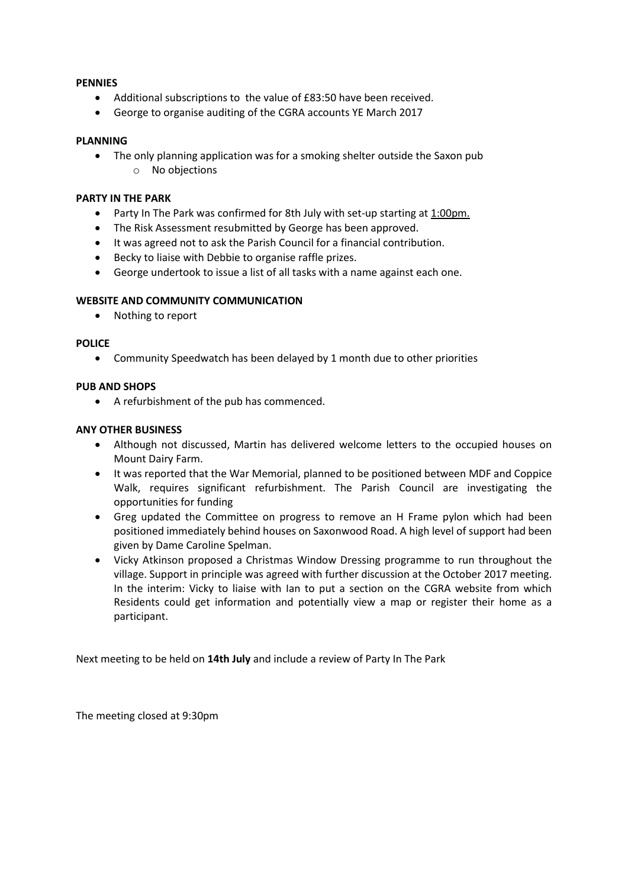**PENNIES**

- Additional subscriptions to the value of £83:50 have been received.
- George to organise auditing of the CGRA accounts YE March 2017

**PLANNING**

- The only planning application was for a smoking shelter outside the Saxon pub
    - No objections

**PARTY IN THE PARK**

- Party In The Park was confirmed for 8th July with set-up starting at 1:00pm.
- The Risk Assessment resubmitted by George has been approved.
- It was agreed not to ask the Parish Council for a financial contribution.
- Becky to liaise with Debbie to organise raffle prizes.
- George undertook to issue a list of all tasks with a name against each one.

**WEBSITE AND COMMUNITY COMMUNICATION**

- Nothing to report

**POLICE**

- Community Speedwatch has been delayed by 1 month due to other priorities

**PUB AND SHOPS**

- A refurbishment of the pub has commenced.

**ANY OTHER BUSINESS**

- Although not discussed, Martin has delivered welcome letters to the occupied houses on Mount Dairy Farm.
- It was reported that the War Memorial, planned to be positioned between MDF and Coppice Walk, requires significant refurbishment. The Parish Council are investigating the opportunities for funding
- Greg updated the Committee on progress to remove an H Frame pylon which had been positioned immediately behind houses on Saxonwood Road. A high level of support had been given by Dame Caroline Spelman.
- Vicky Atkinson proposed a Christmas Window Dressing programme to run throughout the village. Support in principle was agreed with further discussion at the October 2017 meeting. In the interim: Vicky to liaise with Ian to put a section on the CGRA website from which Residents could get information and potentially view a map or register their home as a participant.

Next meeting to be held on **14th July** and include a review of Party In The Park

The meeting closed at 9:30pm